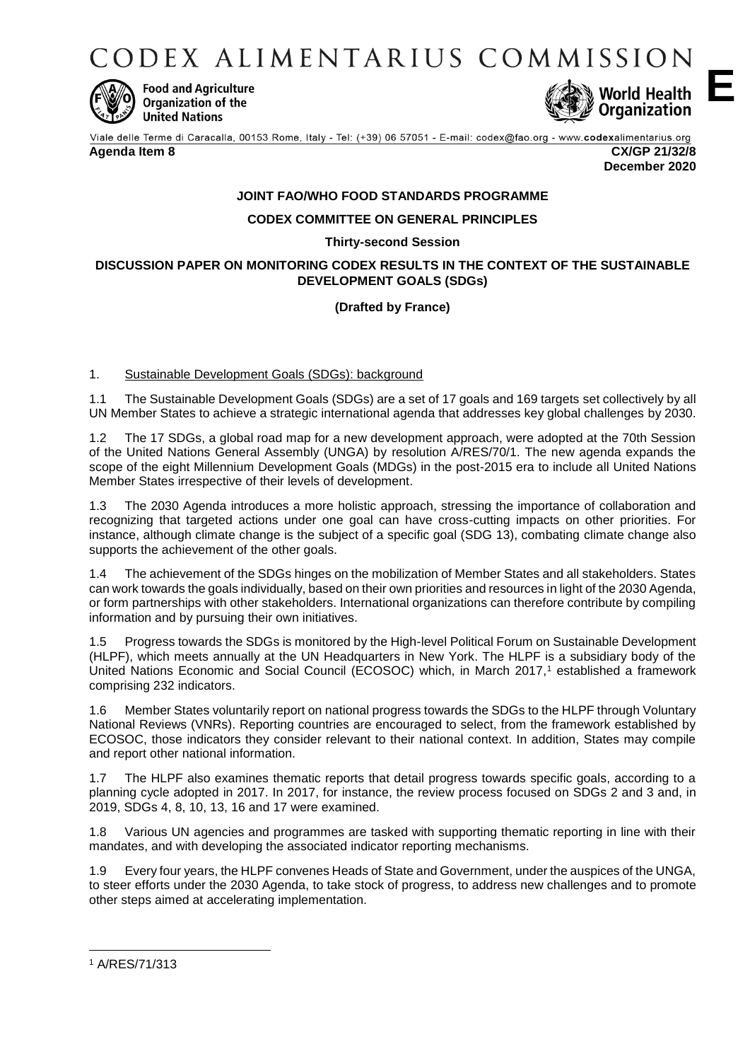# CODEX ALIMENTARIUS COMMISSION

Food and Agriculture Organization of the United Nations

World Health Organization

**E**

Viale delle Terme di Caracalla, 00153 Rome, Italy - Tel: (+39) 06 57051 - E-mail: codex@fao.org - www.codexalimentarius.org

**Agenda Item 8** **CX/GP 21/32/8**
**December 2020**

**JOINT FAO/WHO FOOD STANDARDS PROGRAMME**

**CODEX COMMITTEE ON GENERAL PRINCIPLES**

**Thirty-second Session**

**DISCUSSION PAPER ON MONITORING CODEX RESULTS IN THE CONTEXT OF THE SUSTAINABLE DEVELOPMENT GOALS (SDGs)**

**(Drafted by France)**

1. Sustainable Development Goals (SDGs): background

1.1 The Sustainable Development Goals (SDGs) are a set of 17 goals and 169 targets set collectively by all UN Member States to achieve a strategic international agenda that addresses key global challenges by 2030.

1.2 The 17 SDGs, a global road map for a new development approach, were adopted at the 70th Session of the United Nations General Assembly (UNGA) by resolution A/RES/70/1. The new agenda expands the scope of the eight Millennium Development Goals (MDGs) in the post-2015 era to include all United Nations Member States irrespective of their levels of development.

1.3 The 2030 Agenda introduces a more holistic approach, stressing the importance of collaboration and recognizing that targeted actions under one goal can have cross-cutting impacts on other priorities. For instance, although climate change is the subject of a specific goal (SDG 13), combating climate change also supports the achievement of the other goals.

1.4 The achievement of the SDGs hinges on the mobilization of Member States and all stakeholders. States can work towards the goals individually, based on their own priorities and resources in light of the 2030 Agenda, or form partnerships with other stakeholders. International organizations can therefore contribute by compiling information and by pursuing their own initiatives.

1.5 Progress towards the SDGs is monitored by the High-level Political Forum on Sustainable Development (HLPF), which meets annually at the UN Headquarters in New York. The HLPF is a subsidiary body of the United Nations Economic and Social Council (ECOSOC) which, in March 2017,[1] established a framework comprising 232 indicators.

1.6 Member States voluntarily report on national progress towards the SDGs to the HLPF through Voluntary National Reviews (VNRs). Reporting countries are encouraged to select, from the framework established by ECOSOC, those indicators they consider relevant to their national context. In addition, States may compile and report other national information.

1.7 The HLPF also examines thematic reports that detail progress towards specific goals, according to a planning cycle adopted in 2017. In 2017, for instance, the review process focused on SDGs 2 and 3 and, in 2019, SDGs 4, 8, 10, 13, 16 and 17 were examined.

1.8 Various UN agencies and programmes are tasked with supporting thematic reporting in line with their mandates, and with developing the associated indicator reporting mechanisms.

1.9 Every four years, the HLPF convenes Heads of State and Government, under the auspices of the UNGA, to steer efforts under the 2030 Agenda, to take stock of progress, to address new challenges and to promote other steps aimed at accelerating implementation.

---

[1] A/RES/71/313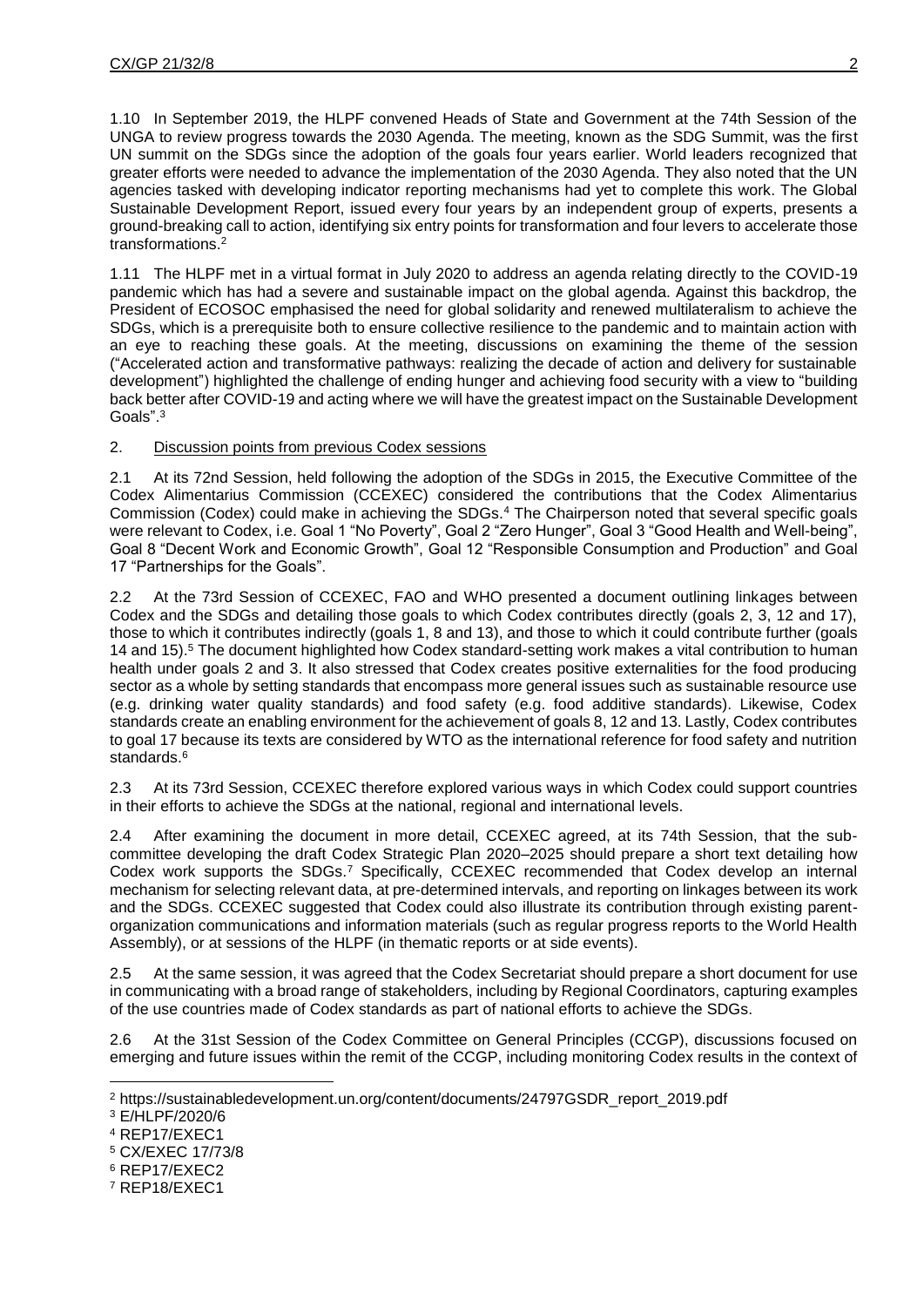1.10 In September 2019, the HLPF convened Heads of State and Government at the 74th Session of the UNGA to review progress towards the 2030 Agenda. The meeting, known as the SDG Summit, was the first UN summit on the SDGs since the adoption of the goals four years earlier. World leaders recognized that greater efforts were needed to advance the implementation of the 2030 Agenda. They also noted that the UN agencies tasked with developing indicator reporting mechanisms had yet to complete this work. The Global Sustainable Development Report, issued every four years by an independent group of experts, presents a ground-breaking call to action, identifying six entry points for transformation and four levers to accelerate those transformations.[2]

1.11 The HLPF met in a virtual format in July 2020 to address an agenda relating directly to the COVID-19 pandemic which has had a severe and sustainable impact on the global agenda. Against this backdrop, the President of ECOSOC emphasised the need for global solidarity and renewed multilateralism to achieve the SDGs, which is a prerequisite both to ensure collective resilience to the pandemic and to maintain action with an eye to reaching these goals. At the meeting, discussions on examining the theme of the session ("Accelerated action and transformative pathways: realizing the decade of action and delivery for sustainable development") highlighted the challenge of ending hunger and achieving food security with a view to "building back better after COVID-19 and acting where we will have the greatest impact on the Sustainable Development Goals".[3]

2. Discussion points from previous Codex sessions

2.1 At its 72nd Session, held following the adoption of the SDGs in 2015, the Executive Committee of the Codex Alimentarius Commission (CCEXEC) considered the contributions that the Codex Alimentarius Commission (Codex) could make in achieving the SDGs.[4] The Chairperson noted that several specific goals were relevant to Codex, i.e. Goal 1 "No Poverty", Goal 2 "Zero Hunger", Goal 3 "Good Health and Well-being", Goal 8 "Decent Work and Economic Growth", Goal 12 "Responsible Consumption and Production" and Goal 17 "Partnerships for the Goals".

2.2 At the 73rd Session of CCEXEC, FAO and WHO presented a document outlining linkages between Codex and the SDGs and detailing those goals to which Codex contributes directly (goals 2, 3, 12 and 17), those to which it contributes indirectly (goals 1, 8 and 13), and those to which it could contribute further (goals 14 and 15).[5] The document highlighted how Codex standard-setting work makes a vital contribution to human health under goals 2 and 3. It also stressed that Codex creates positive externalities for the food producing sector as a whole by setting standards that encompass more general issues such as sustainable resource use (e.g. drinking water quality standards) and food safety (e.g. food additive standards). Likewise, Codex standards create an enabling environment for the achievement of goals 8, 12 and 13. Lastly, Codex contributes to goal 17 because its texts are considered by WTO as the international reference for food safety and nutrition standards.[6]

2.3 At its 73rd Session, CCEXEC therefore explored various ways in which Codex could support countries in their efforts to achieve the SDGs at the national, regional and international levels.

2.4 After examining the document in more detail, CCEXEC agreed, at its 74th Session, that the sub-committee developing the draft Codex Strategic Plan 2020–2025 should prepare a short text detailing how Codex work supports the SDGs.[7] Specifically, CCEXEC recommended that Codex develop an internal mechanism for selecting relevant data, at pre-determined intervals, and reporting on linkages between its work and the SDGs. CCEXEC suggested that Codex could also illustrate its contribution through existing parent-organization communications and information materials (such as regular progress reports to the World Health Assembly), or at sessions of the HLPF (in thematic reports or at side events).

2.5 At the same session, it was agreed that the Codex Secretariat should prepare a short document for use in communicating with a broad range of stakeholders, including by Regional Coordinators, capturing examples of the use countries made of Codex standards as part of national efforts to achieve the SDGs.

2.6 At the 31st Session of the Codex Committee on General Principles (CCGP), discussions focused on emerging and future issues within the remit of the CCGP, including monitoring Codex results in the context of

[2] https://sustainabledevelopment.un.org/content/documents/24797GSDR_report_2019.pdf

[3] E/HLPF/2020/6

[4] REP17/EXEC1

[5] CX/EXEC 17/73/8

[6] REP17/EXEC2

[7] REP18/EXEC1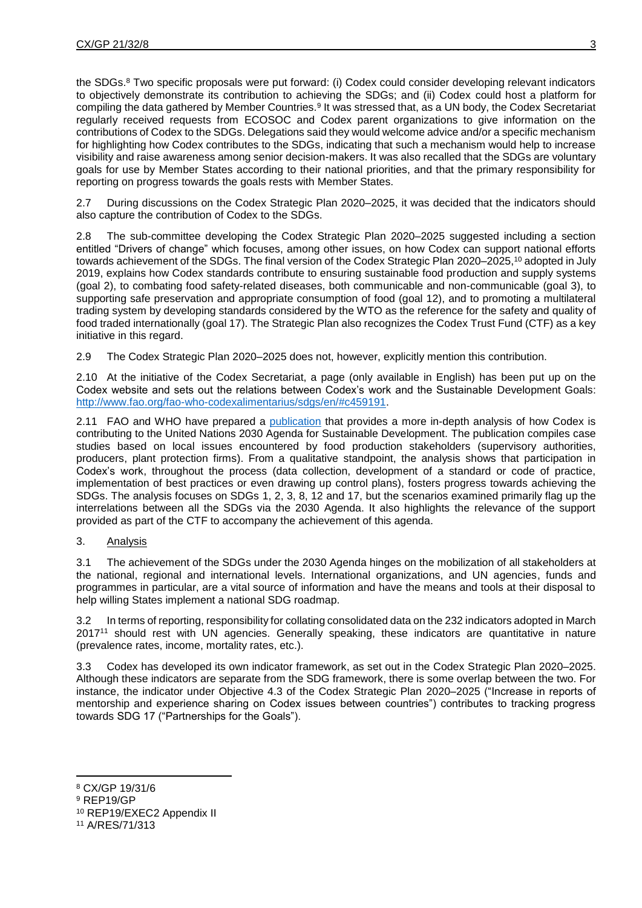the SDGs.[8] Two specific proposals were put forward: (i) Codex could consider developing relevant indicators to objectively demonstrate its contribution to achieving the SDGs; and (ii) Codex could host a platform for compiling the data gathered by Member Countries.[9] It was stressed that, as a UN body, the Codex Secretariat regularly received requests from ECOSOC and Codex parent organizations to give information on the contributions of Codex to the SDGs. Delegations said they would welcome advice and/or a specific mechanism for highlighting how Codex contributes to the SDGs, indicating that such a mechanism would help to increase visibility and raise awareness among senior decision-makers. It was also recalled that the SDGs are voluntary goals for use by Member States according to their national priorities, and that the primary responsibility for reporting on progress towards the goals rests with Member States.

2.7 During discussions on the Codex Strategic Plan 2020–2025, it was decided that the indicators should also capture the contribution of Codex to the SDGs.

2.8 The sub-committee developing the Codex Strategic Plan 2020–2025 suggested including a section entitled "Drivers of change" which focuses, among other issues, on how Codex can support national efforts towards achievement of the SDGs. The final version of the Codex Strategic Plan 2020–2025,[10] adopted in July 2019, explains how Codex standards contribute to ensuring sustainable food production and supply systems (goal 2), to combating food safety-related diseases, both communicable and non-communicable (goal 3), to supporting safe preservation and appropriate consumption of food (goal 12), and to promoting a multilateral trading system by developing standards considered by the WTO as the reference for the safety and quality of food traded internationally (goal 17). The Strategic Plan also recognizes the Codex Trust Fund (CTF) as a key initiative in this regard.

2.9 The Codex Strategic Plan 2020–2025 does not, however, explicitly mention this contribution.

2.10 At the initiative of the Codex Secretariat, a page (only available in English) has been put up on the Codex website and sets out the relations between Codex's work and the Sustainable Development Goals: http://www.fao.org/fao-who-codexalimentarius/sdgs/en/#c459191.

2.11 FAO and WHO have prepared a publication that provides a more in-depth analysis of how Codex is contributing to the United Nations 2030 Agenda for Sustainable Development. The publication compiles case studies based on local issues encountered by food production stakeholders (supervisory authorities, producers, plant protection firms). From a qualitative standpoint, the analysis shows that participation in Codex's work, throughout the process (data collection, development of a standard or code of practice, implementation of best practices or even drawing up control plans), fosters progress towards achieving the SDGs. The analysis focuses on SDGs 1, 2, 3, 8, 12 and 17, but the scenarios examined primarily flag up the interrelations between all the SDGs via the 2030 Agenda. It also highlights the relevance of the support provided as part of the CTF to accompany the achievement of this agenda.

## 3. Analysis

3.1 The achievement of the SDGs under the 2030 Agenda hinges on the mobilization of all stakeholders at the national, regional and international levels. International organizations, and UN agencies, funds and programmes in particular, are a vital source of information and have the means and tools at their disposal to help willing States implement a national SDG roadmap.

3.2 In terms of reporting, responsibility for collating consolidated data on the 232 indicators adopted in March 2017[11] should rest with UN agencies. Generally speaking, these indicators are quantitative in nature (prevalence rates, income, mortality rates, etc.).

3.3 Codex has developed its own indicator framework, as set out in the Codex Strategic Plan 2020–2025. Although these indicators are separate from the SDG framework, there is some overlap between the two. For instance, the indicator under Objective 4.3 of the Codex Strategic Plan 2020–2025 ("Increase in reports of mentorship and experience sharing on Codex issues between countries") contributes to tracking progress towards SDG 17 ("Partnerships for the Goals").

---

[8] CX/GP 19/31/6

[9] REP19/GP

[10] REP19/EXEC2 Appendix II

[11] A/RES/71/313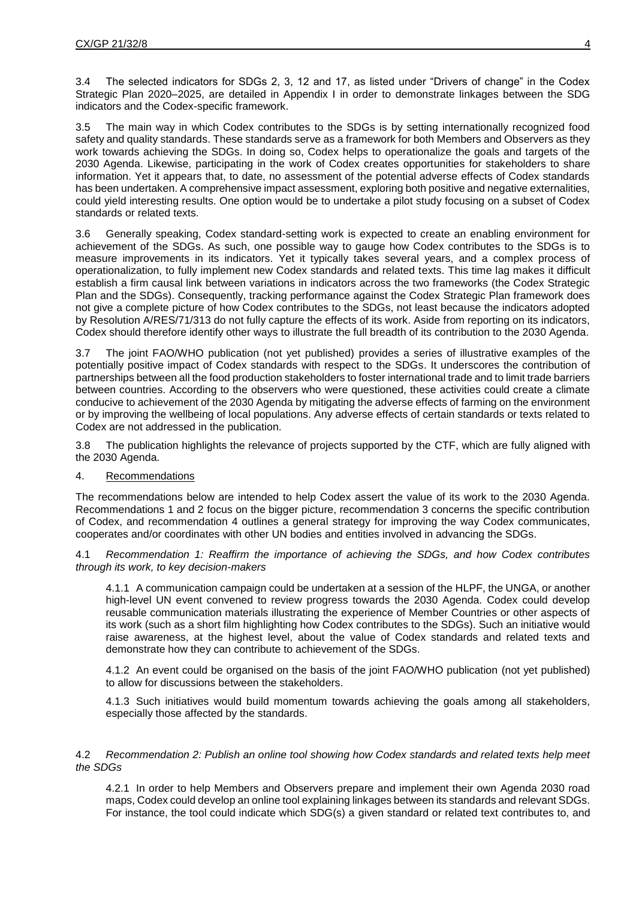3.4 The selected indicators for SDGs 2, 3, 12 and 17, as listed under "Drivers of change" in the Codex Strategic Plan 2020–2025, are detailed in Appendix I in order to demonstrate linkages between the SDG indicators and the Codex-specific framework.

3.5 The main way in which Codex contributes to the SDGs is by setting internationally recognized food safety and quality standards. These standards serve as a framework for both Members and Observers as they work towards achieving the SDGs. In doing so, Codex helps to operationalize the goals and targets of the 2030 Agenda. Likewise, participating in the work of Codex creates opportunities for stakeholders to share information. Yet it appears that, to date, no assessment of the potential adverse effects of Codex standards has been undertaken. A comprehensive impact assessment, exploring both positive and negative externalities, could yield interesting results. One option would be to undertake a pilot study focusing on a subset of Codex standards or related texts.

3.6 Generally speaking, Codex standard-setting work is expected to create an enabling environment for achievement of the SDGs. As such, one possible way to gauge how Codex contributes to the SDGs is to measure improvements in its indicators. Yet it typically takes several years, and a complex process of operationalization, to fully implement new Codex standards and related texts. This time lag makes it difficult establish a firm causal link between variations in indicators across the two frameworks (the Codex Strategic Plan and the SDGs). Consequently, tracking performance against the Codex Strategic Plan framework does not give a complete picture of how Codex contributes to the SDGs, not least because the indicators adopted by Resolution A/RES/71/313 do not fully capture the effects of its work. Aside from reporting on its indicators, Codex should therefore identify other ways to illustrate the full breadth of its contribution to the 2030 Agenda.

3.7 The joint FAO/WHO publication (not yet published) provides a series of illustrative examples of the potentially positive impact of Codex standards with respect to the SDGs. It underscores the contribution of partnerships between all the food production stakeholders to foster international trade and to limit trade barriers between countries. According to the observers who were questioned, these activities could create a climate conducive to achievement of the 2030 Agenda by mitigating the adverse effects of farming on the environment or by improving the wellbeing of local populations. Any adverse effects of certain standards or texts related to Codex are not addressed in the publication.

3.8 The publication highlights the relevance of projects supported by the CTF, which are fully aligned with the 2030 Agenda.

## 4. Recommendations

The recommendations below are intended to help Codex assert the value of its work to the 2030 Agenda. Recommendations 1 and 2 focus on the bigger picture, recommendation 3 concerns the specific contribution of Codex, and recommendation 4 outlines a general strategy for improving the way Codex communicates, cooperates and/or coordinates with other UN bodies and entities involved in advancing the SDGs.

4.1 *Recommendation 1: Reaffirm the importance of achieving the SDGs, and how Codex contributes through its work, to key decision-makers*

4.1.1 A communication campaign could be undertaken at a session of the HLPF, the UNGA, or another high-level UN event convened to review progress towards the 2030 Agenda. Codex could develop reusable communication materials illustrating the experience of Member Countries or other aspects of its work (such as a short film highlighting how Codex contributes to the SDGs). Such an initiative would raise awareness, at the highest level, about the value of Codex standards and related texts and demonstrate how they can contribute to achievement of the SDGs.

4.1.2 An event could be organised on the basis of the joint FAO/WHO publication (not yet published) to allow for discussions between the stakeholders.

4.1.3 Such initiatives would build momentum towards achieving the goals among all stakeholders, especially those affected by the standards.

4.2 *Recommendation 2: Publish an online tool showing how Codex standards and related texts help meet the SDGs*

4.2.1 In order to help Members and Observers prepare and implement their own Agenda 2030 road maps, Codex could develop an online tool explaining linkages between its standards and relevant SDGs. For instance, the tool could indicate which SDG(s) a given standard or related text contributes to, and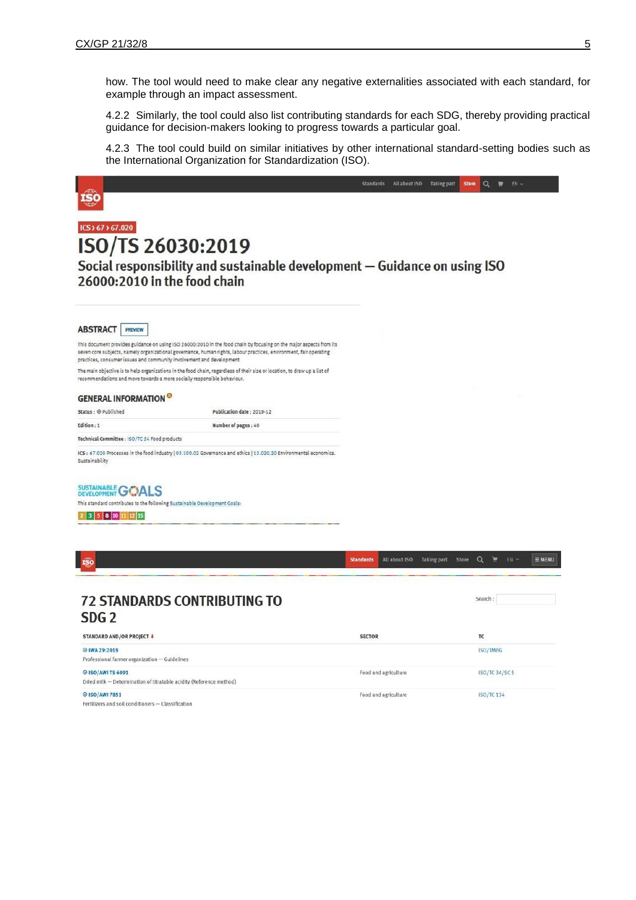how. The tool would need to make clear any negative externalities associated with each standard, for example through an impact assessment.

4.2.2 Similarly, the tool could also list contributing standards for each SDG, thereby providing practical guidance for decision-makers looking to progress towards a particular goal.

4.2.3 The tool could build on similar initiatives by other international standard-setting bodies such as the International Organization for Standardization (ISO).

Standards | All about ISO | Taking part | Store | EN

ISO

ICS > 67 > 67.020

# ISO/TS 26030:2019

## Social responsibility and sustainable development — Guidance on using ISO 26000:2010 in the food chain

### ABSTRACT

PREVIEW

This document provides guidance on using ISO 26000:2010 in the food chain by focusing on the major aspects from its seven core subjects, namely organizational governance, human rights, labour practices, environment, fair operating practices, consumer issues and community involvement and development

The main objective is to help organizations in the food chain, regardless of their size or location, to draw up a list of recommendations and move towards a more socially responsible behaviour.

### GENERAL INFORMATION

| | |
|---|---|
| Status : Published | Publication date : 2019-12 |
| Edition : 1 | Number of pages : 40 |
| Technical Committee : ISO/TC 34 Food products | |

ICS : 67.020 Processes in the food industry | 03.100.02 Governance and ethics | 13.020.20 Environmental economics. Sustainability

SUSTAINABLE DEVELOPMENT GOALS

This standard contributes to the following Sustainable Development Goals:

2 | 3 | 5 | 8 | 10 | 11 | 12 | 15

ISO | Standards | All about ISO | Taking part | Store | EN | ≡ MENU

## 72 STANDARDS CONTRIBUTING TO SDG 2

Search :

| STANDARD AND/OR PROJECT | SECTOR | TC |
|---|---|---|
| IWA 29:2019<br>Professional farmer organization — Guidelines | | ISO/TMBG |
| ISO/AWI TS 6091<br>Dried milk — Determination of titratable acidity (Reference method) | Food and agriculture | ISO/TC 34/SC 5 |
| ISO/AWI 7851<br>Fertilizers and soil conditioners — Classification | Food and agriculture | ISO/TC 134 |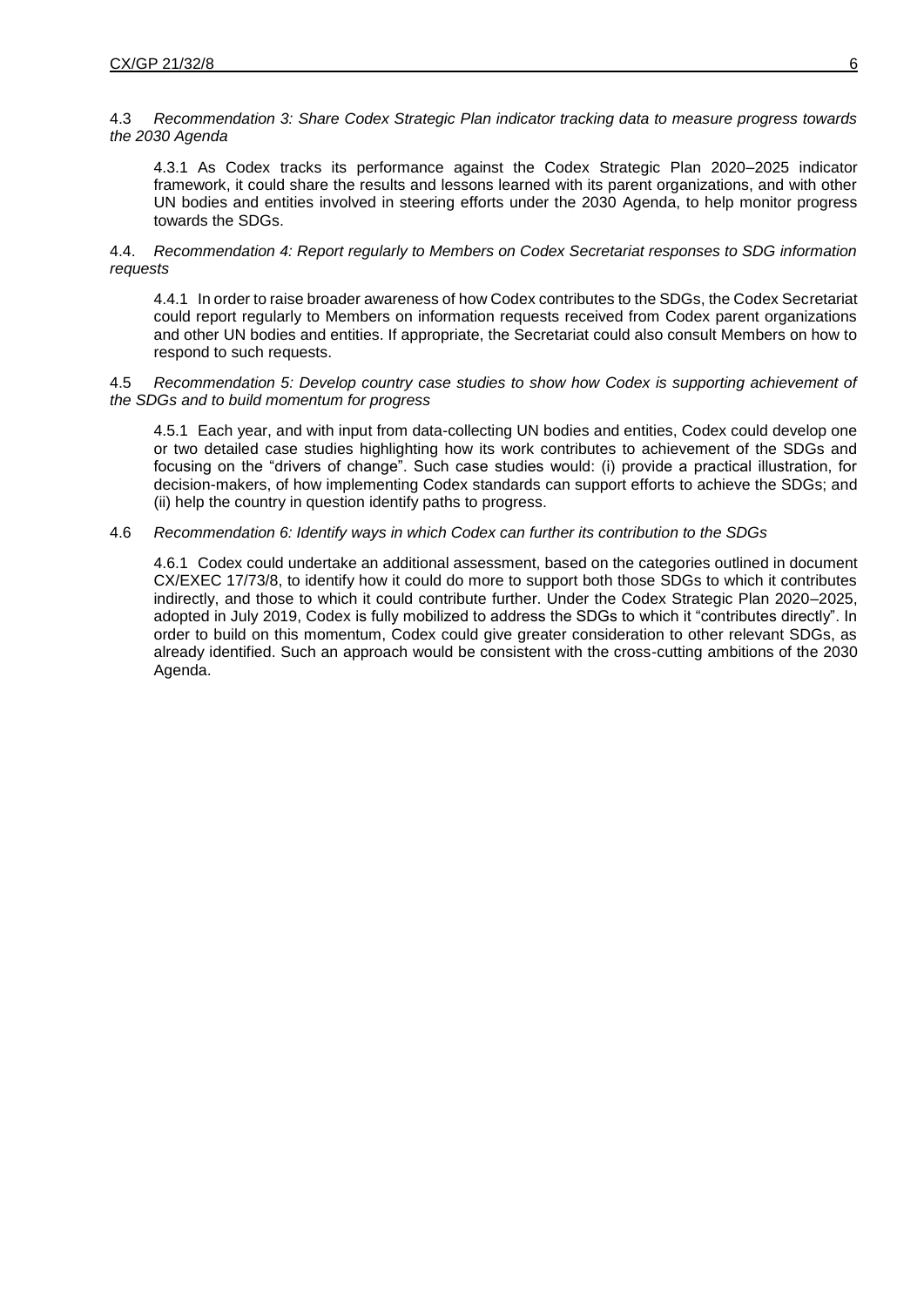4.3 *Recommendation 3: Share Codex Strategic Plan indicator tracking data to measure progress towards the 2030 Agenda*

4.3.1 As Codex tracks its performance against the Codex Strategic Plan 2020–2025 indicator framework, it could share the results and lessons learned with its parent organizations, and with other UN bodies and entities involved in steering efforts under the 2030 Agenda, to help monitor progress towards the SDGs.

4.4. *Recommendation 4: Report regularly to Members on Codex Secretariat responses to SDG information requests*

4.4.1 In order to raise broader awareness of how Codex contributes to the SDGs, the Codex Secretariat could report regularly to Members on information requests received from Codex parent organizations and other UN bodies and entities. If appropriate, the Secretariat could also consult Members on how to respond to such requests.

4.5 *Recommendation 5: Develop country case studies to show how Codex is supporting achievement of the SDGs and to build momentum for progress*

4.5.1 Each year, and with input from data-collecting UN bodies and entities, Codex could develop one or two detailed case studies highlighting how its work contributes to achievement of the SDGs and focusing on the "drivers of change". Such case studies would: (i) provide a practical illustration, for decision-makers, of how implementing Codex standards can support efforts to achieve the SDGs; and (ii) help the country in question identify paths to progress.

4.6 *Recommendation 6: Identify ways in which Codex can further its contribution to the SDGs*

4.6.1 Codex could undertake an additional assessment, based on the categories outlined in document CX/EXEC 17/73/8, to identify how it could do more to support both those SDGs to which it contributes indirectly, and those to which it could contribute further. Under the Codex Strategic Plan 2020–2025, adopted in July 2019, Codex is fully mobilized to address the SDGs to which it "contributes directly". In order to build on this momentum, Codex could give greater consideration to other relevant SDGs, as already identified. Such an approach would be consistent with the cross-cutting ambitions of the 2030 Agenda.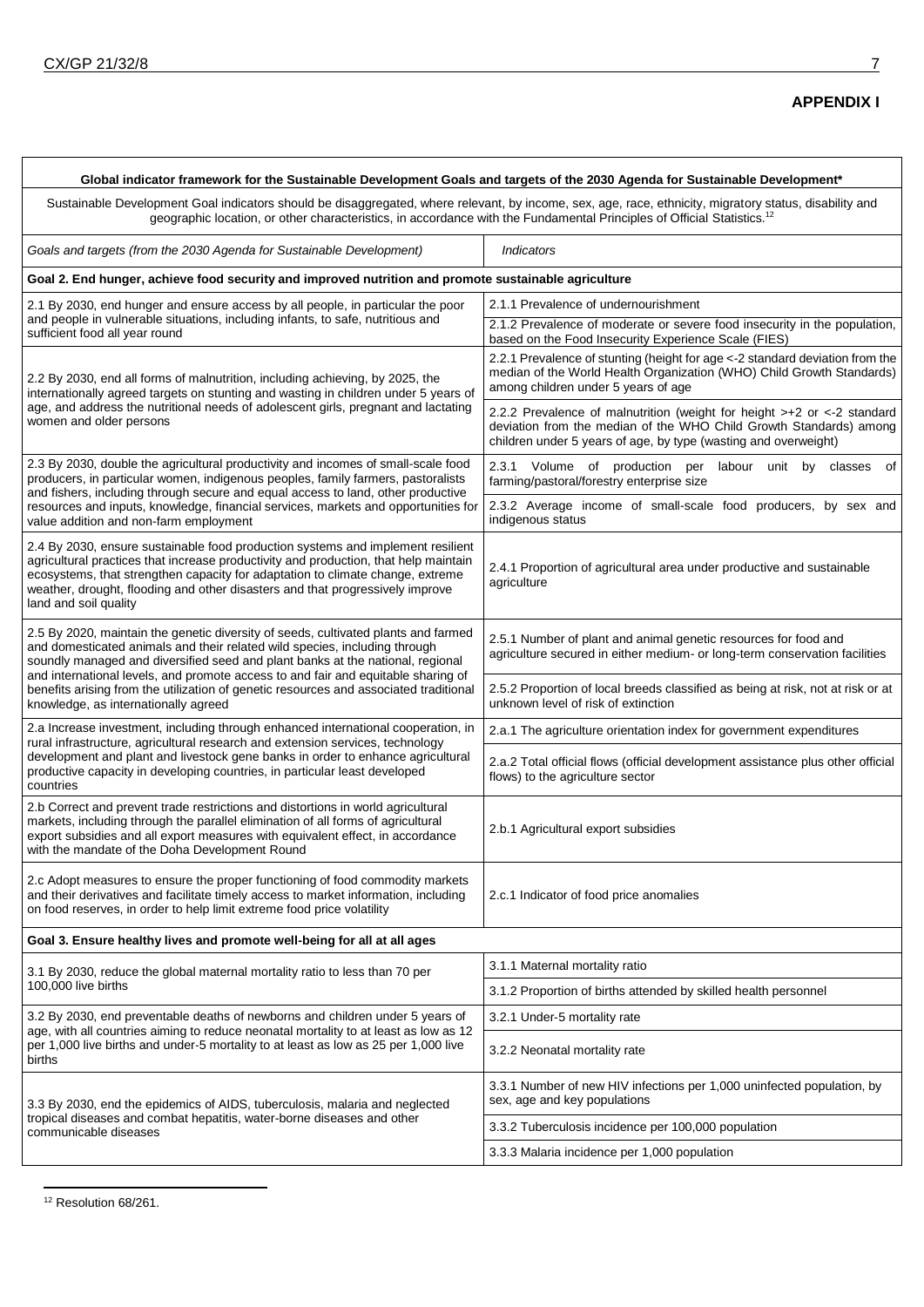**APPENDIX I**

| Global indicator framework for the Sustainable Development Goals and targets of the 2030 Agenda for Sustainable Development* | |
|---|---|
| Sustainable Development Goal indicators should be disaggregated, where relevant, by income, sex, age, race, ethnicity, migratory status, disability and geographic location, or other characteristics, in accordance with the Fundamental Principles of Official Statistics.[12] | |
| *Goals and targets (from the 2030 Agenda for Sustainable Development)* | *Indicators* |
| **Goal 2. End hunger, achieve food security and improved nutrition and promote sustainable agriculture** | |
| 2.1 By 2030, end hunger and ensure access by all people, in particular the poor and people in vulnerable situations, including infants, to safe, nutritious and sufficient food all year round | 2.1.1 Prevalence of undernourishment |
| | 2.1.2 Prevalence of moderate or severe food insecurity in the population, based on the Food Insecurity Experience Scale (FIES) |
| 2.2 By 2030, end all forms of malnutrition, including achieving, by 2025, the internationally agreed targets on stunting and wasting in children under 5 years of age, and address the nutritional needs of adolescent girls, pregnant and lactating women and older persons | 2.2.1 Prevalence of stunting (height for age <-2 standard deviation from the median of the World Health Organization (WHO) Child Growth Standards) among children under 5 years of age |
| | 2.2.2 Prevalence of malnutrition (weight for height >+2 or <-2 standard deviation from the median of the WHO Child Growth Standards) among children under 5 years of age, by type (wasting and overweight) |
| 2.3 By 2030, double the agricultural productivity and incomes of small-scale food producers, in particular women, indigenous peoples, family farmers, pastoralists and fishers, including through secure and equal access to land, other productive resources and inputs, knowledge, financial services, markets and opportunities for value addition and non-farm employment | 2.3.1 Volume of production per labour unit by classes of farming/pastoral/forestry enterprise size |
| | 2.3.2 Average income of small-scale food producers, by sex and indigenous status |
| 2.4 By 2030, ensure sustainable food production systems and implement resilient agricultural practices that increase productivity and production, that help maintain ecosystems, that strengthen capacity for adaptation to climate change, extreme weather, drought, flooding and other disasters and that progressively improve land and soil quality | 2.4.1 Proportion of agricultural area under productive and sustainable agriculture |
| 2.5 By 2020, maintain the genetic diversity of seeds, cultivated plants and farmed and domesticated animals and their related wild species, including through soundly managed and diversified seed and plant banks at the national, regional and international levels, and promote access to and fair and equitable sharing of benefits arising from the utilization of genetic resources and associated traditional knowledge, as internationally agreed | 2.5.1 Number of plant and animal genetic resources for food and agriculture secured in either medium- or long-term conservation facilities |
| | 2.5.2 Proportion of local breeds classified as being at risk, not at risk or at unknown level of risk of extinction |
| 2.a Increase investment, including through enhanced international cooperation, in rural infrastructure, agricultural research and extension services, technology development and plant and livestock gene banks in order to enhance agricultural productive capacity in developing countries, in particular least developed countries | 2.a.1 The agriculture orientation index for government expenditures |
| | 2.a.2 Total official flows (official development assistance plus other official flows) to the agriculture sector |
| 2.b Correct and prevent trade restrictions and distortions in world agricultural markets, including through the parallel elimination of all forms of agricultural export subsidies and all export measures with equivalent effect, in accordance with the mandate of the Doha Development Round | 2.b.1 Agricultural export subsidies |
| 2.c Adopt measures to ensure the proper functioning of food commodity markets and their derivatives and facilitate timely access to market information, including on food reserves, in order to help limit extreme food price volatility | 2.c.1 Indicator of food price anomalies |
| **Goal 3. Ensure healthy lives and promote well-being for all at all ages** | |
| 3.1 By 2030, reduce the global maternal mortality ratio to less than 70 per 100,000 live births | 3.1.1 Maternal mortality ratio |
| | 3.1.2 Proportion of births attended by skilled health personnel |
| 3.2 By 2030, end preventable deaths of newborns and children under 5 years of age, with all countries aiming to reduce neonatal mortality to at least as low as 12 per 1,000 live births and under-5 mortality to at least as low as 25 per 1,000 live births | 3.2.1 Under-5 mortality rate |
| | 3.2.2 Neonatal mortality rate |
| 3.3 By 2030, end the epidemics of AIDS, tuberculosis, malaria and neglected tropical diseases and combat hepatitis, water-borne diseases and other communicable diseases | 3.3.1 Number of new HIV infections per 1,000 uninfected population, by sex, age and key populations |
| | 3.3.2 Tuberculosis incidence per 100,000 population |
| | 3.3.3 Malaria incidence per 1,000 population |

[12] Resolution 68/261.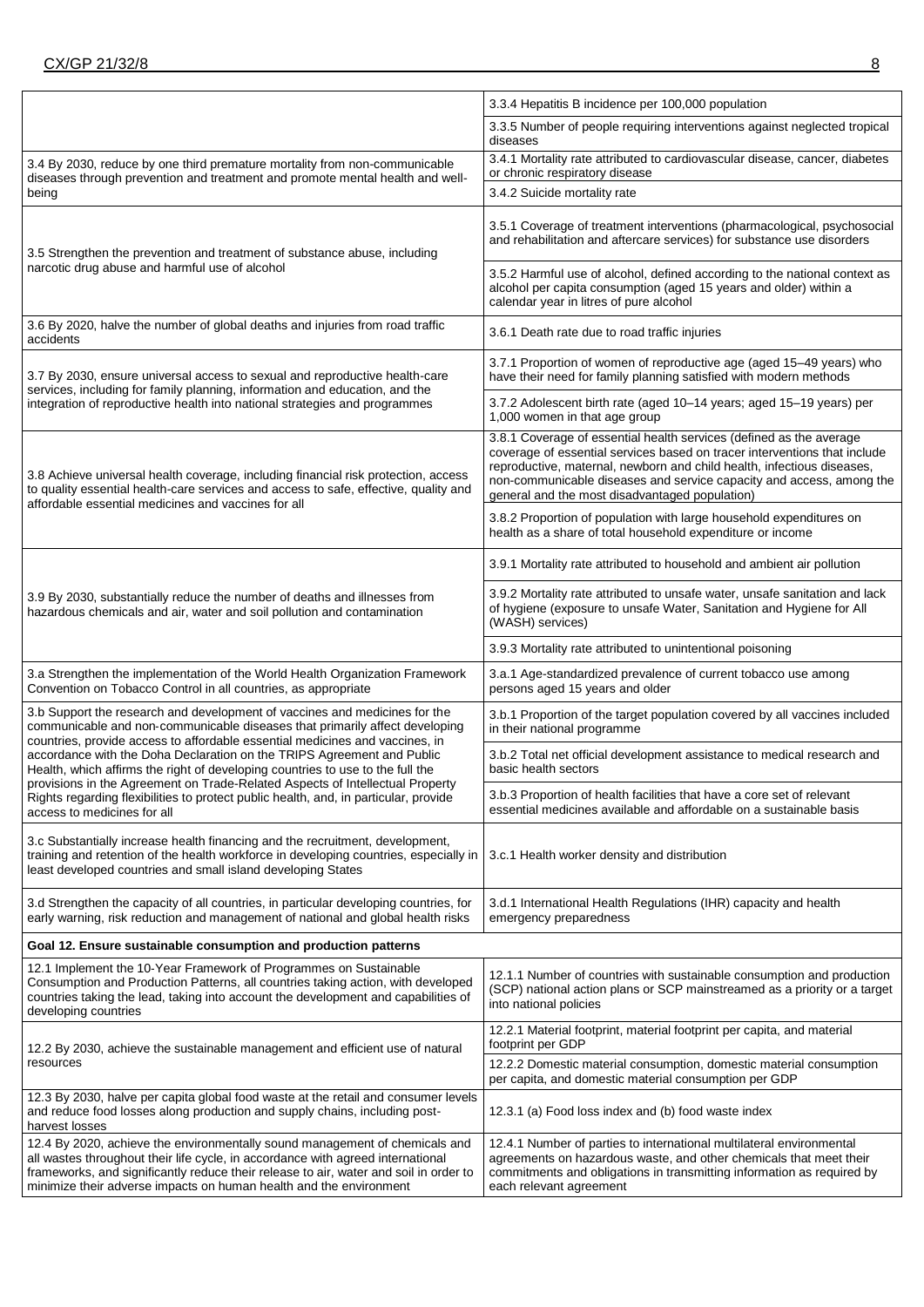| | |
|---|---|
| | 3.3.4 Hepatitis B incidence per 100,000 population |
| | 3.3.5 Number of people requiring interventions against neglected tropical diseases |
| 3.4 By 2030, reduce by one third premature mortality from non-communicable diseases through prevention and treatment and promote mental health and well-being | 3.4.1 Mortality rate attributed to cardiovascular disease, cancer, diabetes or chronic respiratory disease |
| | 3.4.2 Suicide mortality rate |
| 3.5 Strengthen the prevention and treatment of substance abuse, including narcotic drug abuse and harmful use of alcohol | 3.5.1 Coverage of treatment interventions (pharmacological, psychosocial and rehabilitation and aftercare services) for substance use disorders |
| | 3.5.2 Harmful use of alcohol, defined according to the national context as alcohol per capita consumption (aged 15 years and older) within a calendar year in litres of pure alcohol |
| 3.6 By 2020, halve the number of global deaths and injuries from road traffic accidents | 3.6.1 Death rate due to road traffic injuries |
| 3.7 By 2030, ensure universal access to sexual and reproductive health-care services, including for family planning, information and education, and the integration of reproductive health into national strategies and programmes | 3.7.1 Proportion of women of reproductive age (aged 15–49 years) who have their need for family planning satisfied with modern methods |
| | 3.7.2 Adolescent birth rate (aged 10–14 years; aged 15–19 years) per 1,000 women in that age group |
| 3.8 Achieve universal health coverage, including financial risk protection, access to quality essential health-care services and access to safe, effective, quality and affordable essential medicines and vaccines for all | 3.8.1 Coverage of essential health services (defined as the average coverage of essential services based on tracer interventions that include reproductive, maternal, newborn and child health, infectious diseases, non-communicable diseases and service capacity and access, among the general and the most disadvantaged population) |
| | 3.8.2 Proportion of population with large household expenditures on health as a share of total household expenditure or income |
| 3.9 By 2030, substantially reduce the number of deaths and illnesses from hazardous chemicals and air, water and soil pollution and contamination | 3.9.1 Mortality rate attributed to household and ambient air pollution |
| | 3.9.2 Mortality rate attributed to unsafe water, unsafe sanitation and lack of hygiene (exposure to unsafe Water, Sanitation and Hygiene for All (WASH) services) |
| | 3.9.3 Mortality rate attributed to unintentional poisoning |
| 3.a Strengthen the implementation of the World Health Organization Framework Convention on Tobacco Control in all countries, as appropriate | 3.a.1 Age-standardized prevalence of current tobacco use among persons aged 15 years and older |
| 3.b Support the research and development of vaccines and medicines for the communicable and non-communicable diseases that primarily affect developing countries, provide access to affordable essential medicines and vaccines, in accordance with the Doha Declaration on the TRIPS Agreement and Public Health, which affirms the right of developing countries to use to the full the provisions in the Agreement on Trade-Related Aspects of Intellectual Property Rights regarding flexibilities to protect public health, and, in particular, provide access to medicines for all | 3.b.1 Proportion of the target population covered by all vaccines included in their national programme |
| | 3.b.2 Total net official development assistance to medical research and basic health sectors |
| | 3.b.3 Proportion of health facilities that have a core set of relevant essential medicines available and affordable on a sustainable basis |
| 3.c Substantially increase health financing and the recruitment, development, training and retention of the health workforce in developing countries, especially in least developed countries and small island developing States | 3.c.1 Health worker density and distribution |
| 3.d Strengthen the capacity of all countries, in particular developing countries, for early warning, risk reduction and management of national and global health risks | 3.d.1 International Health Regulations (IHR) capacity and health emergency preparedness |
| **Goal 12. Ensure sustainable consumption and production patterns** | |
| 12.1 Implement the 10-Year Framework of Programmes on Sustainable Consumption and Production Patterns, all countries taking action, with developed countries taking the lead, taking into account the development and capabilities of developing countries | 12.1.1 Number of countries with sustainable consumption and production (SCP) national action plans or SCP mainstreamed as a priority or a target into national policies |
| 12.2 By 2030, achieve the sustainable management and efficient use of natural resources | 12.2.1 Material footprint, material footprint per capita, and material footprint per GDP |
| | 12.2.2 Domestic material consumption, domestic material consumption per capita, and domestic material consumption per GDP |
| 12.3 By 2030, halve per capita global food waste at the retail and consumer levels and reduce food losses along production and supply chains, including post-harvest losses | 12.3.1 (a) Food loss index and (b) food waste index |
| 12.4 By 2020, achieve the environmentally sound management of chemicals and all wastes throughout their life cycle, in accordance with agreed international frameworks, and significantly reduce their release to air, water and soil in order to minimize their adverse impacts on human health and the environment | 12.4.1 Number of parties to international multilateral environmental agreements on hazardous waste, and other chemicals that meet their commitments and obligations in transmitting information as required by each relevant agreement |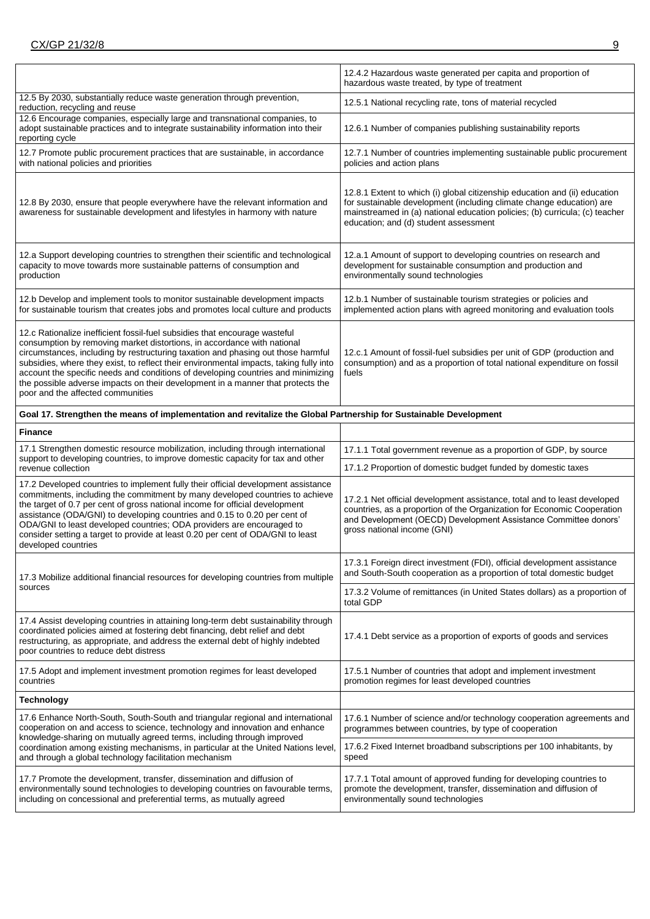| | |
|---|---|
| | 12.4.2 Hazardous waste generated per capita and proportion of hazardous waste treated, by type of treatment |
| 12.5 By 2030, substantially reduce waste generation through prevention, reduction, recycling and reuse | 12.5.1 National recycling rate, tons of material recycled |
| 12.6 Encourage companies, especially large and transnational companies, to adopt sustainable practices and to integrate sustainability information into their reporting cycle | 12.6.1 Number of companies publishing sustainability reports |
| 12.7 Promote public procurement practices that are sustainable, in accordance with national policies and priorities | 12.7.1 Number of countries implementing sustainable public procurement policies and action plans |
| 12.8 By 2030, ensure that people everywhere have the relevant information and awareness for sustainable development and lifestyles in harmony with nature | 12.8.1 Extent to which (i) global citizenship education and (ii) education for sustainable development (including climate change education) are mainstreamed in (a) national education policies; (b) curricula; (c) teacher education; and (d) student assessment |
| 12.a Support developing countries to strengthen their scientific and technological capacity to move towards more sustainable patterns of consumption and production | 12.a.1 Amount of support to developing countries on research and development for sustainable consumption and production and environmentally sound technologies |
| 12.b Develop and implement tools to monitor sustainable development impacts for sustainable tourism that creates jobs and promotes local culture and products | 12.b.1 Number of sustainable tourism strategies or policies and implemented action plans with agreed monitoring and evaluation tools |
| 12.c Rationalize inefficient fossil-fuel subsidies that encourage wasteful consumption by removing market distortions, in accordance with national circumstances, including by restructuring taxation and phasing out those harmful subsidies, where they exist, to reflect their environmental impacts, taking fully into account the specific needs and conditions of developing countries and minimizing the possible adverse impacts on their development in a manner that protects the poor and the affected communities | 12.c.1 Amount of fossil-fuel subsidies per unit of GDP (production and consumption) and as a proportion of total national expenditure on fossil fuels |
| **Goal 17. Strengthen the means of implementation and revitalize the Global Partnership for Sustainable Development** | |
| **Finance** | |
| 17.1 Strengthen domestic resource mobilization, including through international support to developing countries, to improve domestic capacity for tax and other revenue collection | 17.1.1 Total government revenue as a proportion of GDP, by source |
| | 17.1.2 Proportion of domestic budget funded by domestic taxes |
| 17.2 Developed countries to implement fully their official development assistance commitments, including the commitment by many developed countries to achieve the target of 0.7 per cent of gross national income for official development assistance (ODA/GNI) to developing countries and 0.15 to 0.20 per cent of ODA/GNI to least developed countries; ODA providers are encouraged to consider setting a target to provide at least 0.20 per cent of ODA/GNI to least developed countries | 17.2.1 Net official development assistance, total and to least developed countries, as a proportion of the Organization for Economic Cooperation and Development (OECD) Development Assistance Committee donors' gross national income (GNI) |
| 17.3 Mobilize additional financial resources for developing countries from multiple sources | 17.3.1 Foreign direct investment (FDI), official development assistance and South-South cooperation as a proportion of total domestic budget |
| | 17.3.2 Volume of remittances (in United States dollars) as a proportion of total GDP |
| 17.4 Assist developing countries in attaining long-term debt sustainability through coordinated policies aimed at fostering debt financing, debt relief and debt restructuring, as appropriate, and address the external debt of highly indebted poor countries to reduce debt distress | 17.4.1 Debt service as a proportion of exports of goods and services |
| 17.5 Adopt and implement investment promotion regimes for least developed countries | 17.5.1 Number of countries that adopt and implement investment promotion regimes for least developed countries |
| **Technology** | |
| 17.6 Enhance North-South, South-South and triangular regional and international cooperation on and access to science, technology and innovation and enhance knowledge-sharing on mutually agreed terms, including through improved coordination among existing mechanisms, in particular at the United Nations level, and through a global technology facilitation mechanism | 17.6.1 Number of science and/or technology cooperation agreements and programmes between countries, by type of cooperation |
| | 17.6.2 Fixed Internet broadband subscriptions per 100 inhabitants, by speed |
| 17.7 Promote the development, transfer, dissemination and diffusion of environmentally sound technologies to developing countries on favourable terms, including on concessional and preferential terms, as mutually agreed | 17.7.1 Total amount of approved funding for developing countries to promote the development, transfer, dissemination and diffusion of environmentally sound technologies |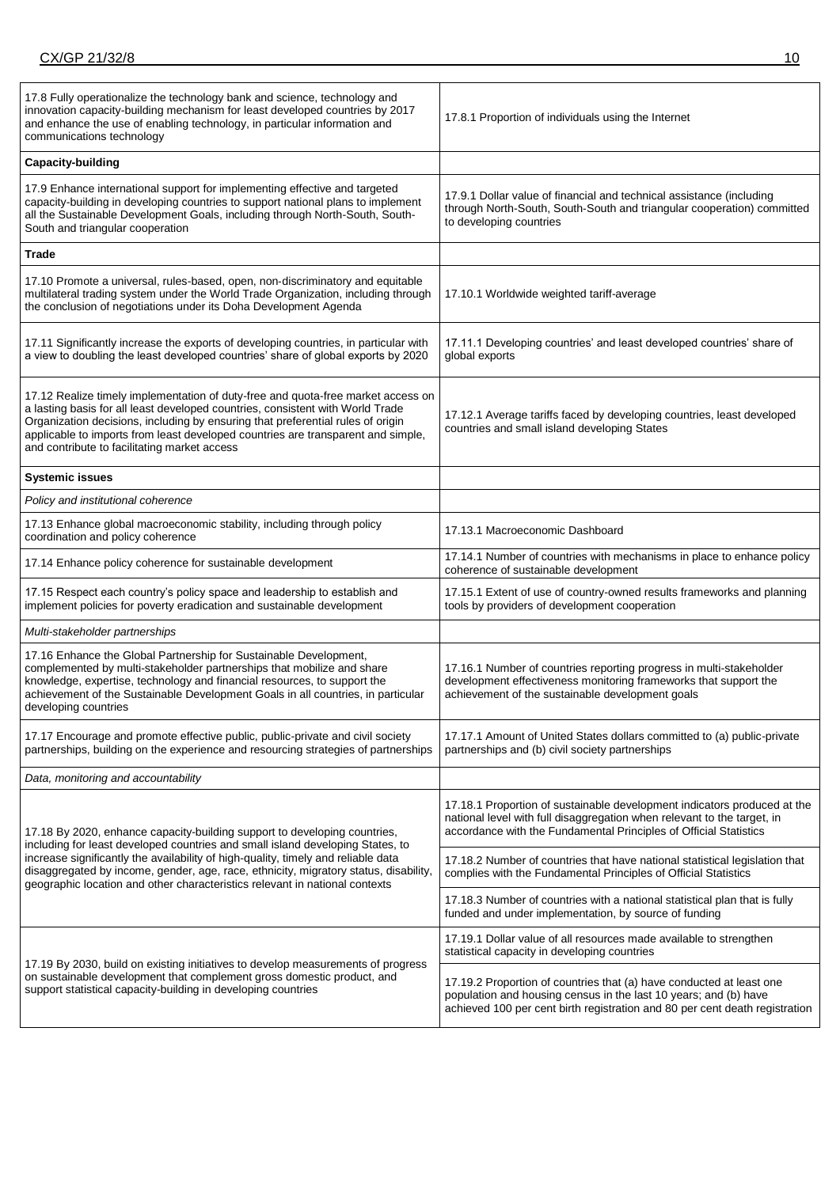| | |
|---|---|
| 17.8 Fully operationalize the technology bank and science, technology and innovation capacity-building mechanism for least developed countries by 2017 and enhance the use of enabling technology, in particular information and communications technology | 17.8.1 Proportion of individuals using the Internet |
| **Capacity-building** | |
| 17.9 Enhance international support for implementing effective and targeted capacity-building in developing countries to support national plans to implement all the Sustainable Development Goals, including through North-South, South-South and triangular cooperation | 17.9.1 Dollar value of financial and technical assistance (including through North-South, South-South and triangular cooperation) committed to developing countries |
| **Trade** | |
| 17.10 Promote a universal, rules-based, open, non-discriminatory and equitable multilateral trading system under the World Trade Organization, including through the conclusion of negotiations under its Doha Development Agenda | 17.10.1 Worldwide weighted tariff-average |
| 17.11 Significantly increase the exports of developing countries, in particular with a view to doubling the least developed countries' share of global exports by 2020 | 17.11.1 Developing countries' and least developed countries' share of global exports |
| 17.12 Realize timely implementation of duty-free and quota-free market access on a lasting basis for all least developed countries, consistent with World Trade Organization decisions, including by ensuring that preferential rules of origin applicable to imports from least developed countries are transparent and simple, and contribute to facilitating market access | 17.12.1 Average tariffs faced by developing countries, least developed countries and small island developing States |
| **Systemic issues** | |
| *Policy and institutional coherence* | |
| 17.13 Enhance global macroeconomic stability, including through policy coordination and policy coherence | 17.13.1 Macroeconomic Dashboard |
| 17.14 Enhance policy coherence for sustainable development | 17.14.1 Number of countries with mechanisms in place to enhance policy coherence of sustainable development |
| 17.15 Respect each country's policy space and leadership to establish and implement policies for poverty eradication and sustainable development | 17.15.1 Extent of use of country-owned results frameworks and planning tools by providers of development cooperation |
| *Multi-stakeholder partnerships* | |
| 17.16 Enhance the Global Partnership for Sustainable Development, complemented by multi-stakeholder partnerships that mobilize and share knowledge, expertise, technology and financial resources, to support the achievement of the Sustainable Development Goals in all countries, in particular developing countries | 17.16.1 Number of countries reporting progress in multi-stakeholder development effectiveness monitoring frameworks that support the achievement of the sustainable development goals |
| 17.17 Encourage and promote effective public, public-private and civil society partnerships, building on the experience and resourcing strategies of partnerships | 17.17.1 Amount of United States dollars committed to (a) public-private partnerships and (b) civil society partnerships |
| *Data, monitoring and accountability* | |
| 17.18 By 2020, enhance capacity-building support to developing countries, including for least developed countries and small island developing States, to increase significantly the availability of high-quality, timely and reliable data disaggregated by income, gender, age, race, ethnicity, migratory status, disability, geographic location and other characteristics relevant in national contexts | 17.18.1 Proportion of sustainable development indicators produced at the national level with full disaggregation when relevant to the target, in accordance with the Fundamental Principles of Official Statistics |
| | 17.18.2 Number of countries that have national statistical legislation that complies with the Fundamental Principles of Official Statistics |
| | 17.18.3 Number of countries with a national statistical plan that is fully funded and under implementation, by source of funding |
| 17.19 By 2030, build on existing initiatives to develop measurements of progress on sustainable development that complement gross domestic product, and support statistical capacity-building in developing countries | 17.19.1 Dollar value of all resources made available to strengthen statistical capacity in developing countries |
| | 17.19.2 Proportion of countries that (a) have conducted at least one population and housing census in the last 10 years; and (b) have achieved 100 per cent birth registration and 80 per cent death registration |